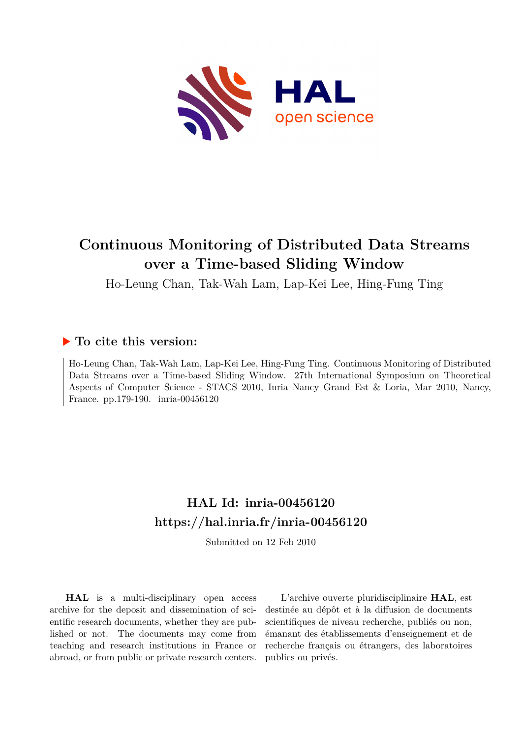# Continuous Monitoring of Distributed Data Streams over a Time-based Sliding Window

Ho-Leung Chan, Tak-Wah Lam, Lap-Kei Lee, Hing-Fung Ting

## ▶ To cite this version:

Ho-Leung Chan, Tak-Wah Lam, Lap-Kei Lee, Hing-Fung Ting. Continuous Monitoring of Distributed Data Streams over a Time-based Sliding Window. 27th International Symposium on Theoretical Aspects of Computer Science - STACS 2010, Inria Nancy Grand Est & Loria, Mar 2010, Nancy, France. pp.179-190. inria-00456120

## HAL Id: inria-00456120
## https://hal.inria.fr/inria-00456120

Submitted on 12 Feb 2010

**HAL** is a multi-disciplinary open access archive for the deposit and dissemination of scientific research documents, whether they are published or not. The documents may come from teaching and research institutions in France or abroad, or from public or private research centers.

L'archive ouverte pluridisciplinaire **HAL**, est destinée au dépôt et à la diffusion de documents scientifiques de niveau recherche, publiés ou non, émanant des établissements d'enseignement et de recherche français ou étrangers, des laboratoires publics ou privés.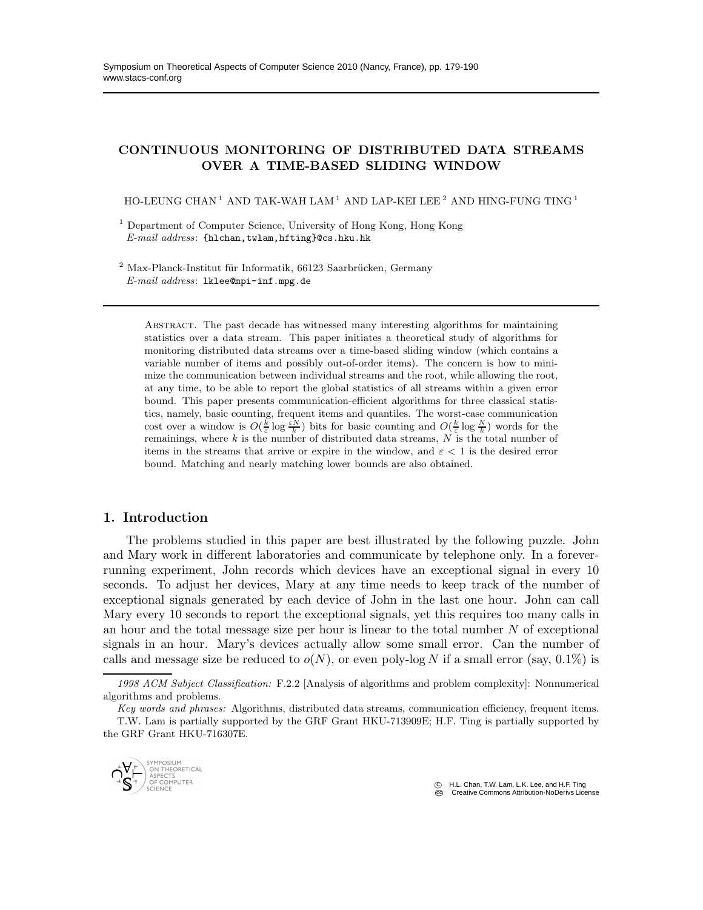# CONTINUOUS MONITORING OF DISTRIBUTED DATA STREAMS OVER A TIME-BASED SLIDING WINDOW

HO-LEUNG CHAN [1] AND TAK-WAH LAM [1] AND LAP-KEI LEE [2] AND HING-FUNG TING [1]

[1] Department of Computer Science, University of Hong Kong, Hong Kong
*E-mail address*: {hlchan,twlam,hfting}@cs.hku.hk

[2] Max-Planck-Institut für Informatik, 66123 Saarbrücken, Germany
*E-mail address*: lklee@mpi-inf.mpg.de

ABSTRACT. The past decade has witnessed many interesting algorithms for maintaining statistics over a data stream. This paper initiates a theoretical study of algorithms for monitoring distributed data streams over a time-based sliding window (which contains a variable number of items and possibly out-of-order items). The concern is how to minimize the communication between individual streams and the root, while allowing the root, at any time, to be able to report the global statistics of all streams within a given error bound. This paper presents communication-efficient algorithms for three classical statistics, namely, basic counting, frequent items and quantiles. The worst-case communication cost over a window is $O(\frac{k}{\varepsilon}\log\frac{\varepsilon N}{k})$ bits for basic counting and $O(\frac{k}{\varepsilon}\log\frac{N}{k})$ words for the remainings, where $k$ is the number of distributed data streams, $N$ is the total number of items in the streams that arrive or expire in the window, and $\varepsilon < 1$ is the desired error bound. Matching and nearly matching lower bounds are also obtained.

## 1. Introduction

The problems studied in this paper are best illustrated by the following puzzle. John and Mary work in different laboratories and communicate by telephone only. In a forever-running experiment, John records which devices have an exceptional signal in every 10 seconds. To adjust her devices, Mary at any time needs to keep track of the number of exceptional signals generated by each device of John in the last one hour. John can call Mary every 10 seconds to report the exceptional signals, yet this requires too many calls in an hour and the total message size per hour is linear to the total number $N$ of exceptional signals in an hour. Mary's devices actually allow some small error. Can the number of calls and message size be reduced to $o(N)$, or even poly-log $N$ if a small error (say, 0.1%) is

*1998 ACM Subject Classification:* F.2.2 [Analysis of algorithms and problem complexity]: Nonnumerical algorithms and problems.

*Key words and phrases:* Algorithms, distributed data streams, communication efficiency, frequent items.

T.W. Lam is partially supported by the GRF Grant HKU-713909E; H.F. Ting is partially supported by the GRF Grant HKU-716307E.

© H.L. Chan, T.W. Lam, L.K. Lee, and H.F. Ting
Creative Commons Attribution-NoDerivs License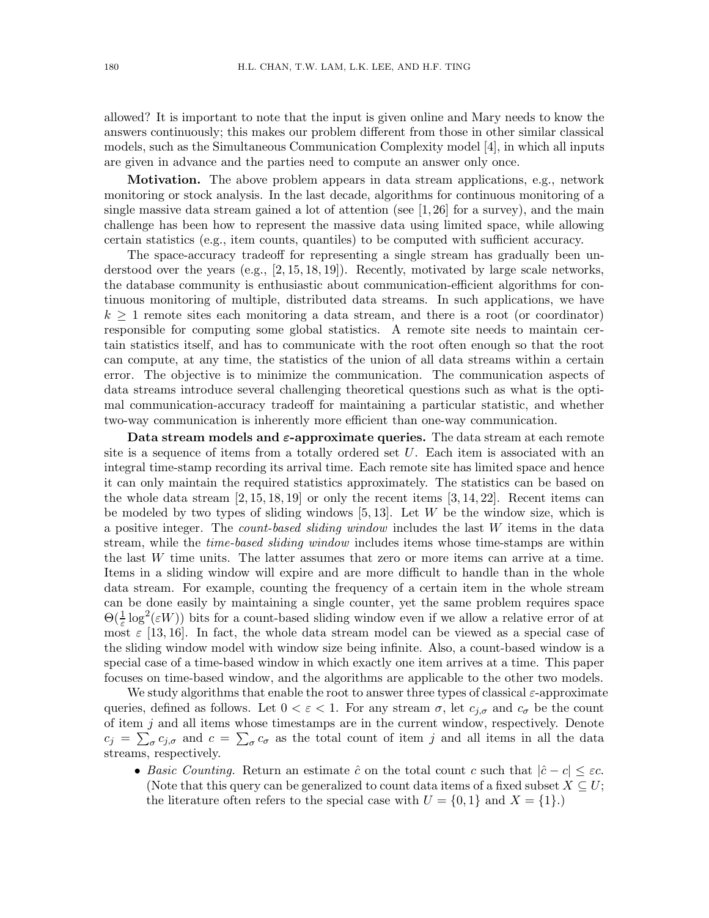allowed? It is important to note that the input is given online and Mary needs to know the answers continuously; this makes our problem different from those in other similar classical models, such as the Simultaneous Communication Complexity model [4], in which all inputs are given in advance and the parties need to compute an answer only once.

**Motivation.** The above problem appears in data stream applications, e.g., network monitoring or stock analysis. In the last decade, algorithms for continuous monitoring of a single massive data stream gained a lot of attention (see [1, 26] for a survey), and the main challenge has been how to represent the massive data using limited space, while allowing certain statistics (e.g., item counts, quantiles) to be computed with sufficient accuracy.

The space-accuracy tradeoff for representing a single stream has gradually been understood over the years (e.g., [2, 15, 18, 19]). Recently, motivated by large scale networks, the database community is enthusiastic about communication-efficient algorithms for continuous monitoring of multiple, distributed data streams. In such applications, we have $k \geq 1$ remote sites each monitoring a data stream, and there is a root (or coordinator) responsible for computing some global statistics. A remote site needs to maintain certain statistics itself, and has to communicate with the root often enough so that the root can compute, at any time, the statistics of the union of all data streams within a certain error. The objective is to minimize the communication. The communication aspects of data streams introduce several challenging theoretical questions such as what is the optimal communication-accuracy tradeoff for maintaining a particular statistic, and whether two-way communication is inherently more efficient than one-way communication.

**Data stream models and $\varepsilon$-approximate queries.** The data stream at each remote site is a sequence of items from a totally ordered set $U$. Each item is associated with an integral time-stamp recording its arrival time. Each remote site has limited space and hence it can only maintain the required statistics approximately. The statistics can be based on the whole data stream [2, 15, 18, 19] or only the recent items [3, 14, 22]. Recent items can be modeled by two types of sliding windows [5, 13]. Let $W$ be the window size, which is a positive integer. The *count-based sliding window* includes the last $W$ items in the data stream, while the *time-based sliding window* includes items whose time-stamps are within the last $W$ time units. The latter assumes that zero or more items can arrive at a time. Items in a sliding window will expire and are more difficult to handle than in the whole data stream. For example, counting the frequency of a certain item in the whole stream can be done easily by maintaining a single counter, yet the same problem requires space $\Theta(\frac{1}{\varepsilon}\log^2(\varepsilon W))$ bits for a count-based sliding window even if we allow a relative error of at most $\varepsilon$ [13, 16]. In fact, the whole data stream model can be viewed as a special case of the sliding window model with window size being infinite. Also, a count-based window is a special case of a time-based window in which exactly one item arrives at a time. This paper focuses on time-based window, and the algorithms are applicable to the other two models.

We study algorithms that enable the root to answer three types of classical $\varepsilon$-approximate queries, defined as follows. Let $0 < \varepsilon < 1$. For any stream $\sigma$, let $c_{j,\sigma}$ and $c_\sigma$ be the count of item $j$ and all items whose timestamps are in the current window, respectively. Denote $c_j = \sum_\sigma c_{j,\sigma}$ and $c = \sum_\sigma c_\sigma$ as the total count of item $j$ and all items in all the data streams, respectively.

- *Basic Counting.* Return an estimate $\hat{c}$ on the total count $c$ such that $|\hat{c} - c| \leq \varepsilon c$. (Note that this query can be generalized to count data items of a fixed subset $X \subseteq U$; the literature often refers to the special case with $U = \{0, 1\}$ and $X = \{1\}$.)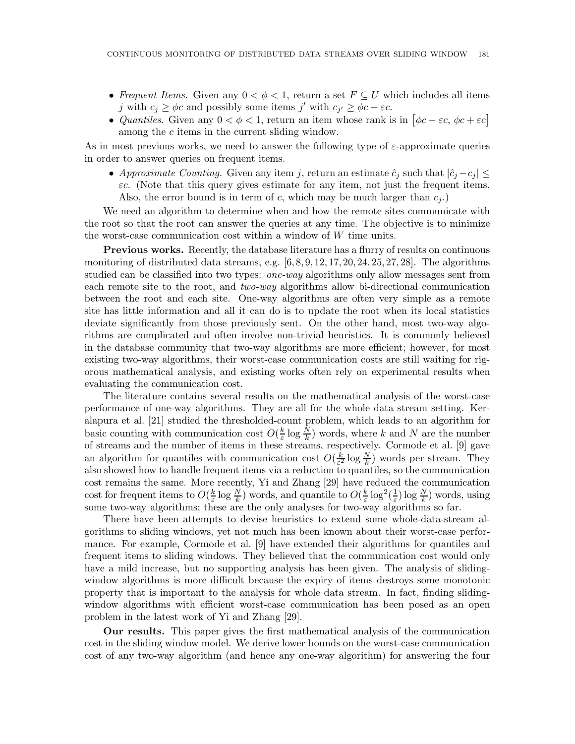- *Frequent Items.* Given any $0 < \phi < 1$, return a set $F \subseteq U$ which includes all items $j$ with $c_j \geq \phi c$ and possibly some items $j'$ with $c_{j'} \geq \phi c - \varepsilon c$.
- *Quantiles.* Given any $0 < \phi < 1$, return an item whose rank is in $[\phi c - \varepsilon c,\ \phi c + \varepsilon c]$ among the $c$ items in the current sliding window.

As in most previous works, we need to answer the following type of $\varepsilon$-approximate queries in order to answer queries on frequent items.

- *Approximate Counting.* Given any item $j$, return an estimate $\hat{c}_j$ such that $|\hat{c}_j - c_j| \leq \varepsilon c$. (Note that this query gives estimate for any item, not just the frequent items. Also, the error bound is in term of $c$, which may be much larger than $c_j$.)

We need an algorithm to determine when and how the remote sites communicate with the root so that the root can answer the queries at any time. The objective is to minimize the worst-case communication cost within a window of $W$ time units.

**Previous works.** Recently, the database literature has a flurry of results on continuous monitoring of distributed data streams, e.g. [6, 8, 9, 12, 17, 20, 24, 25, 27, 28]. The algorithms studied can be classified into two types: *one-way* algorithms only allow messages sent from each remote site to the root, and *two-way* algorithms allow bi-directional communication between the root and each site. One-way algorithms are often very simple as a remote site has little information and all it can do is to update the root when its local statistics deviate significantly from those previously sent. On the other hand, most two-way algorithms are complicated and often involve non-trivial heuristics. It is commonly believed in the database community that two-way algorithms are more efficient; however, for most existing two-way algorithms, their worst-case communication costs are still waiting for rigorous mathematical analysis, and existing works often rely on experimental results when evaluating the communication cost.

The literature contains several results on the mathematical analysis of the worst-case performance of one-way algorithms. They are all for the whole data stream setting. Keralapura et al. [21] studied the thresholded-count problem, which leads to an algorithm for basic counting with communication cost $O(\frac{k}{\varepsilon} \log \frac{N}{k})$ words, where $k$ and $N$ are the number of streams and the number of items in these streams, respectively. Cormode et al. [9] gave an algorithm for quantiles with communication cost $O(\frac{k}{\varepsilon^2} \log \frac{N}{k})$ words per stream. They also showed how to handle frequent items via a reduction to quantiles, so the communication cost remains the same. More recently, Yi and Zhang [29] have reduced the communication cost for frequent items to $O(\frac{k}{\varepsilon} \log \frac{N}{k})$ words, and quantile to $O(\frac{k}{\varepsilon} \log^2(\frac{1}{\varepsilon}) \log \frac{N}{k})$ words, using some two-way algorithms; these are the only analyses for two-way algorithms so far.

There have been attempts to devise heuristics to extend some whole-data-stream algorithms to sliding windows, yet not much has been known about their worst-case performance. For example, Cormode et al. [9] have extended their algorithms for quantiles and frequent items to sliding windows. They believed that the communication cost would only have a mild increase, but no supporting analysis has been given. The analysis of sliding-window algorithms is more difficult because the expiry of items destroys some monotonic property that is important to the analysis for whole data stream. In fact, finding sliding-window algorithms with efficient worst-case communication has been posed as an open problem in the latest work of Yi and Zhang [29].

**Our results.** This paper gives the first mathematical analysis of the communication cost in the sliding window model. We derive lower bounds on the worst-case communication cost of any two-way algorithm (and hence any one-way algorithm) for answering the four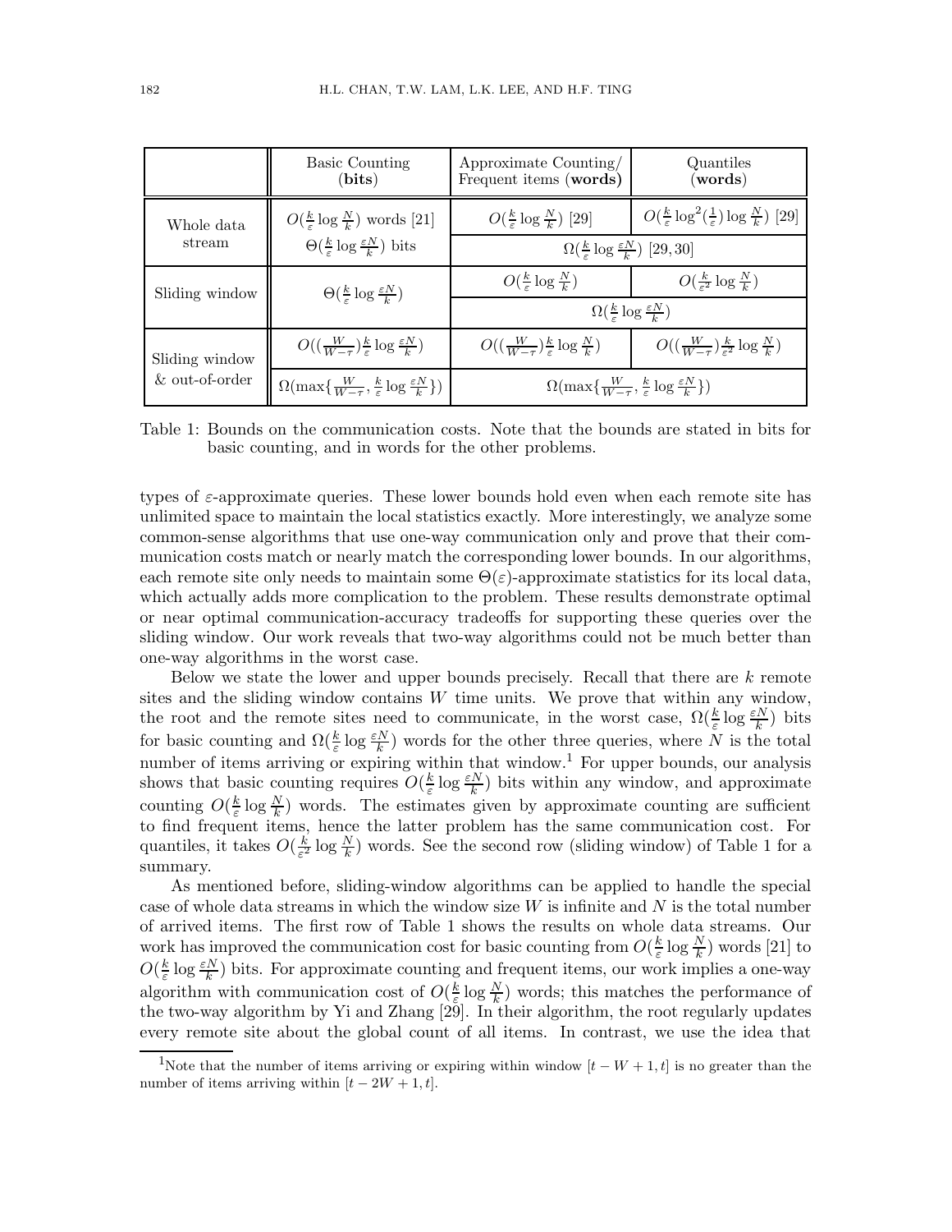| | Basic Counting (**bits**) | Approximate Counting/ Frequent items (**words**) | Quantiles (**words**) |
|---|---|---|---|
| Whole data stream | $O(\frac{k}{\varepsilon}\log\frac{N}{k})$ words [21] $\Theta(\frac{k}{\varepsilon}\log\frac{\varepsilon N}{k})$ bits | $O(\frac{k}{\varepsilon}\log\frac{N}{k})$ [29] | $O(\frac{k}{\varepsilon}\log^2(\frac{1}{\varepsilon})\log\frac{N}{k})$ [29] |
| | | $\Omega(\frac{k}{\varepsilon}\log\frac{\varepsilon N}{k})$ [29, 30] | |
| Sliding window | $\Theta(\frac{k}{\varepsilon}\log\frac{\varepsilon N}{k})$ | $O(\frac{k}{\varepsilon}\log\frac{N}{k})$ | $O(\frac{k}{\varepsilon^2}\log\frac{N}{k})$ |
| | | $\Omega(\frac{k}{\varepsilon}\log\frac{\varepsilon N}{k})$ | |
| Sliding window & out-of-order | $O((\frac{W}{W-\tau})\frac{k}{\varepsilon}\log\frac{\varepsilon N}{k})$ | $O((\frac{W}{W-\tau})\frac{k}{\varepsilon}\log\frac{N}{k})$ | $O((\frac{W}{W-\tau})\frac{k}{\varepsilon^2}\log\frac{N}{k})$ |
| | $\Omega(\max\{\frac{W}{W-\tau},\frac{k}{\varepsilon}\log\frac{\varepsilon N}{k}\})$ | $\Omega(\max\{\frac{W}{W-\tau},\frac{k}{\varepsilon}\log\frac{\varepsilon N}{k}\})$ | |

Table 1: Bounds on the communication costs. Note that the bounds are stated in bits for basic counting, and in words for the other problems.

types of $\varepsilon$-approximate queries. These lower bounds hold even when each remote site has unlimited space to maintain the local statistics exactly. More interestingly, we analyze some common-sense algorithms that use one-way communication only and prove that their communication costs match or nearly match the corresponding lower bounds. In our algorithms, each remote site only needs to maintain some $\Theta(\varepsilon)$-approximate statistics for its local data, which actually adds more complication to the problem. These results demonstrate optimal or near optimal communication-accuracy tradeoffs for supporting these queries over the sliding window. Our work reveals that two-way algorithms could not be much better than one-way algorithms in the worst case.

Below we state the lower and upper bounds precisely. Recall that there are $k$ remote sites and the sliding window contains $W$ time units. We prove that within any window, the root and the remote sites need to communicate, in the worst case, $\Omega(\frac{k}{\varepsilon}\log\frac{\varepsilon N}{k})$ bits for basic counting and $\Omega(\frac{k}{\varepsilon}\log\frac{\varepsilon N}{k})$ words for the other three queries, where $N$ is the total number of items arriving or expiring within that window.[1] For upper bounds, our analysis shows that basic counting requires $O(\frac{k}{\varepsilon}\log\frac{\varepsilon N}{k})$ bits within any window, and approximate counting $O(\frac{k}{\varepsilon}\log\frac{N}{k})$ words. The estimates given by approximate counting are sufficient to find frequent items, hence the latter problem has the same communication cost. For quantiles, it takes $O(\frac{k}{\varepsilon^2}\log\frac{N}{k})$ words. See the second row (sliding window) of Table 1 for a summary.

As mentioned before, sliding-window algorithms can be applied to handle the special case of whole data streams in which the window size $W$ is infinite and $N$ is the total number of arrived items. The first row of Table 1 shows the results on whole data streams. Our work has improved the communication cost for basic counting from $O(\frac{k}{\varepsilon}\log\frac{N}{k})$ words [21] to $O(\frac{k}{\varepsilon}\log\frac{\varepsilon N}{k})$ bits. For approximate counting and frequent items, our work implies a one-way algorithm with communication cost of $O(\frac{k}{\varepsilon}\log\frac{N}{k})$ words; this matches the performance of the two-way algorithm by Yi and Zhang [29]. In their algorithm, the root regularly updates every remote site about the global count of all items. In contrast, we use the idea that

[1]Note that the number of items arriving or expiring within window $[t-W+1,t]$ is no greater than the number of items arriving within $[t-2W+1,t]$.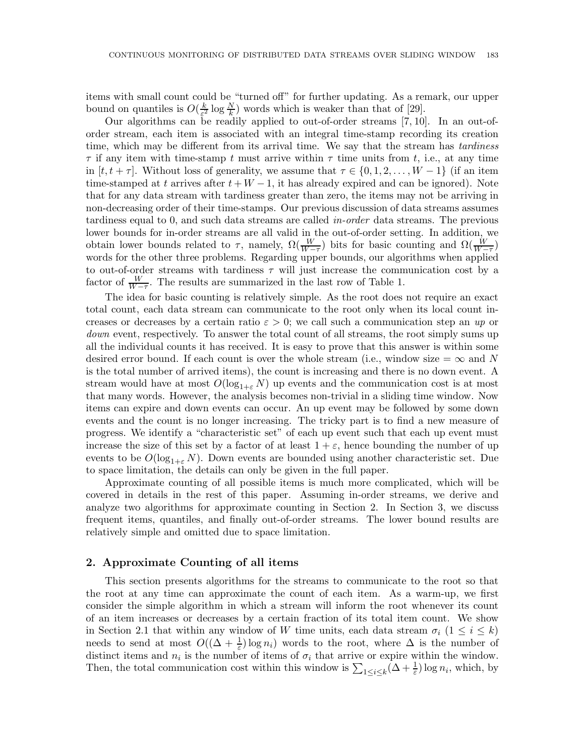items with small count could be "turned off" for further updating. As a remark, our upper bound on quantiles is $O(\frac{k}{\varepsilon^2} \log \frac{N}{k})$ words which is weaker than that of [29].

Our algorithms can be readily applied to out-of-order streams [7, 10]. In an out-of-order stream, each item is associated with an integral time-stamp recording its creation time, which may be different from its arrival time. We say that the stream has *tardiness* $\tau$ if any item with time-stamp $t$ must arrive within $\tau$ time units from $t$, i.e., at any time in $[t, t+\tau]$. Without loss of generality, we assume that $\tau \in \{0, 1, 2, \ldots, W-1\}$ (if an item time-stamped at $t$ arrives after $t + W - 1$, it has already expired and can be ignored). Note that for any data stream with tardiness greater than zero, the items may not be arriving in non-decreasing order of their time-stamps. Our previous discussion of data streams assumes tardiness equal to 0, and such data streams are called *in-order* data streams. The previous lower bounds for in-order streams are all valid in the out-of-order setting. In addition, we obtain lower bounds related to $\tau$, namely, $\Omega(\frac{W}{W-\tau})$ bits for basic counting and $\Omega(\frac{W}{W-\tau})$ words for the other three problems. Regarding upper bounds, our algorithms when applied to out-of-order streams with tardiness $\tau$ will just increase the communication cost by a factor of $\frac{W}{W-\tau}$. The results are summarized in the last row of Table 1.

The idea for basic counting is relatively simple. As the root does not require an exact total count, each data stream can communicate to the root only when its local count increases or decreases by a certain ratio $\varepsilon > 0$; we call such a communication step an *up* or *down* event, respectively. To answer the total count of all streams, the root simply sums up all the individual counts it has received. It is easy to prove that this answer is within some desired error bound. If each count is over the whole stream (i.e., window size $= \infty$ and $N$ is the total number of arrived items), the count is increasing and there is no down event. A stream would have at most $O(\log_{1+\varepsilon} N)$ up events and the communication cost is at most that many words. However, the analysis becomes non-trivial in a sliding time window. Now items can expire and down events can occur. An up event may be followed by some down events and the count is no longer increasing. The tricky part is to find a new measure of progress. We identify a "characteristic set" of each up event such that each up event must increase the size of this set by a factor of at least $1 + \varepsilon$, hence bounding the number of up events to be $O(\log_{1+\varepsilon} N)$. Down events are bounded using another characteristic set. Due to space limitation, the details can only be given in the full paper.

Approximate counting of all possible items is much more complicated, which will be covered in details in the rest of this paper. Assuming in-order streams, we derive and analyze two algorithms for approximate counting in Section 2. In Section 3, we discuss frequent items, quantiles, and finally out-of-order streams. The lower bound results are relatively simple and omitted due to space limitation.

## 2. Approximate Counting of all items

This section presents algorithms for the streams to communicate to the root so that the root at any time can approximate the count of each item. As a warm-up, we first consider the simple algorithm in which a stream will inform the root whenever its count of an item increases or decreases by a certain fraction of its total item count. We show in Section 2.1 that within any window of $W$ time units, each data stream $\sigma_i$ ($1 \le i \le k$) needs to send at most $O((\Delta + \frac{1}{\varepsilon}) \log n_i)$ words to the root, where $\Delta$ is the number of distinct items and $n_i$ is the number of items of $\sigma_i$ that arrive or expire within the window. Then, the total communication cost within this window is $\sum_{1 \le i \le k} (\Delta + \frac{1}{\varepsilon}) \log n_i$, which, by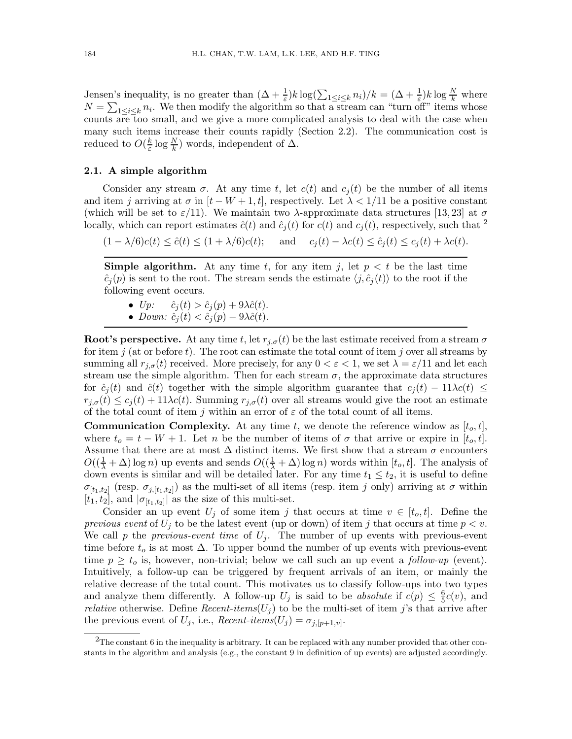Jensen's inequality, is no greater than $(\Delta + \frac{1}{\varepsilon})k \log(\sum_{1 \le i \le k} n_i)/k = (\Delta + \frac{1}{\varepsilon})k \log \frac{N}{k}$ where $N = \sum_{1 \le i \le k} n_i$. We then modify the algorithm so that a stream can "turn off" items whose counts are too small, and we give a more complicated analysis to deal with the case when many such items increase their counts rapidly (Section 2.2). The communication cost is reduced to $O(\frac{k}{\varepsilon} \log \frac{N}{k})$ words, independent of $\Delta$.

### 2.1. A simple algorithm

Consider any stream $\sigma$. At any time $t$, let $c(t)$ and $c_j(t)$ be the number of all items and item $j$ arriving at $\sigma$ in $[t - W + 1, t]$, respectively. Let $\lambda < 1/11$ be a positive constant (which will be set to $\varepsilon/11$). We maintain two $\lambda$-approximate data structures [13, 23] at $\sigma$ locally, which can report estimates $\hat{c}(t)$ and $\hat{c}_j(t)$ for $c(t)$ and $c_j(t)$, respectively, such that [2]

$$(1 - \lambda/6)c(t) \le \hat{c}(t) \le (1 + \lambda/6)c(t); \quad \text{and} \quad c_j(t) - \lambda c(t) \le \hat{c}_j(t) \le c_j(t) + \lambda c(t).$$

---

**Simple algorithm.** At any time $t$, for any item $j$, let $p < t$ be the last time $\hat{c}_j(p)$ is sent to the root. The stream sends the estimate $\langle j, \hat{c}_j(t) \rangle$ to the root if the following event occurs.

- *Up:* $\quad \hat{c}_j(t) > \hat{c}_j(p) + 9\lambda\hat{c}(t)$.
- *Down:* $\hat{c}_j(t) < \hat{c}_j(p) - 9\lambda\hat{c}(t)$.

---

**Root's perspective.** At any time $t$, let $r_{j,\sigma}(t)$ be the last estimate received from a stream $\sigma$ for item $j$ (at or before $t$). The root can estimate the total count of item $j$ over all streams by summing all $r_{j,\sigma}(t)$ received. More precisely, for any $0 < \varepsilon < 1$, we set $\lambda = \varepsilon/11$ and let each stream use the simple algorithm. Then for each stream $\sigma$, the approximate data structures for $\hat{c}_j(t)$ and $\hat{c}(t)$ together with the simple algorithm guarantee that $c_j(t) - 11\lambda c(t) \le r_{j,\sigma}(t) \le c_j(t) + 11\lambda c(t)$. Summing $r_{j,\sigma}(t)$ over all streams would give the root an estimate of the total count of item $j$ within an error of $\varepsilon$ of the total count of all items.

**Communication Complexity.** At any time $t$, we denote the reference window as $[t_o, t]$, where $t_o = t - W + 1$. Let $n$ be the number of items of $\sigma$ that arrive or expire in $[t_o, t]$. Assume that there are at most $\Delta$ distinct items. We first show that a stream $\sigma$ encounters $O((\frac{1}{\lambda} + \Delta) \log n)$ up events and sends $O((\frac{1}{\lambda} + \Delta) \log n)$ words within $[t_o, t]$. The analysis of down events is similar and will be detailed later. For any time $t_1 \le t_2$, it is useful to define $\sigma_{[t_1,t_2]}$ (resp. $\sigma_{j,[t_1,t_2]}$) as the multi-set of all items (resp. item $j$ only) arriving at $\sigma$ within $[t_1, t_2]$, and $|\sigma_{[t_1,t_2]}|$ as the size of this multi-set.

Consider an up event $U_j$ of some item $j$ that occurs at time $v \in [t_o, t]$. Define the *previous event* of $U_j$ to be the latest event (up or down) of item $j$ that occurs at time $p < v$. We call $p$ the *previous-event time* of $U_j$. The number of up events with previous-event time before $t_o$ is at most $\Delta$. To upper bound the number of up events with previous-event time $p \ge t_o$ is, however, non-trivial; below we call such an up event a *follow-up* (event). Intuitively, a follow-up can be triggered by frequent arrivals of an item, or mainly the relative decrease of the total count. This motivates us to classify follow-ups into two types and analyze them differently. A follow-up $U_j$ is said to be *absolute* if $c(p) \le \frac{6}{5}c(v)$, and *relative* otherwise. Define *Recent-items*$(U_j)$ to be the multi-set of item $j$'s that arrive after the previous event of $U_j$, i.e., *Recent-items*$(U_j) = \sigma_{j,[p+1,v]}$.

---

[2] The constant 6 in the inequality is arbitrary. It can be replaced with any number provided that other constants in the algorithm and analysis (e.g., the constant 9 in definition of up events) are adjusted accordingly.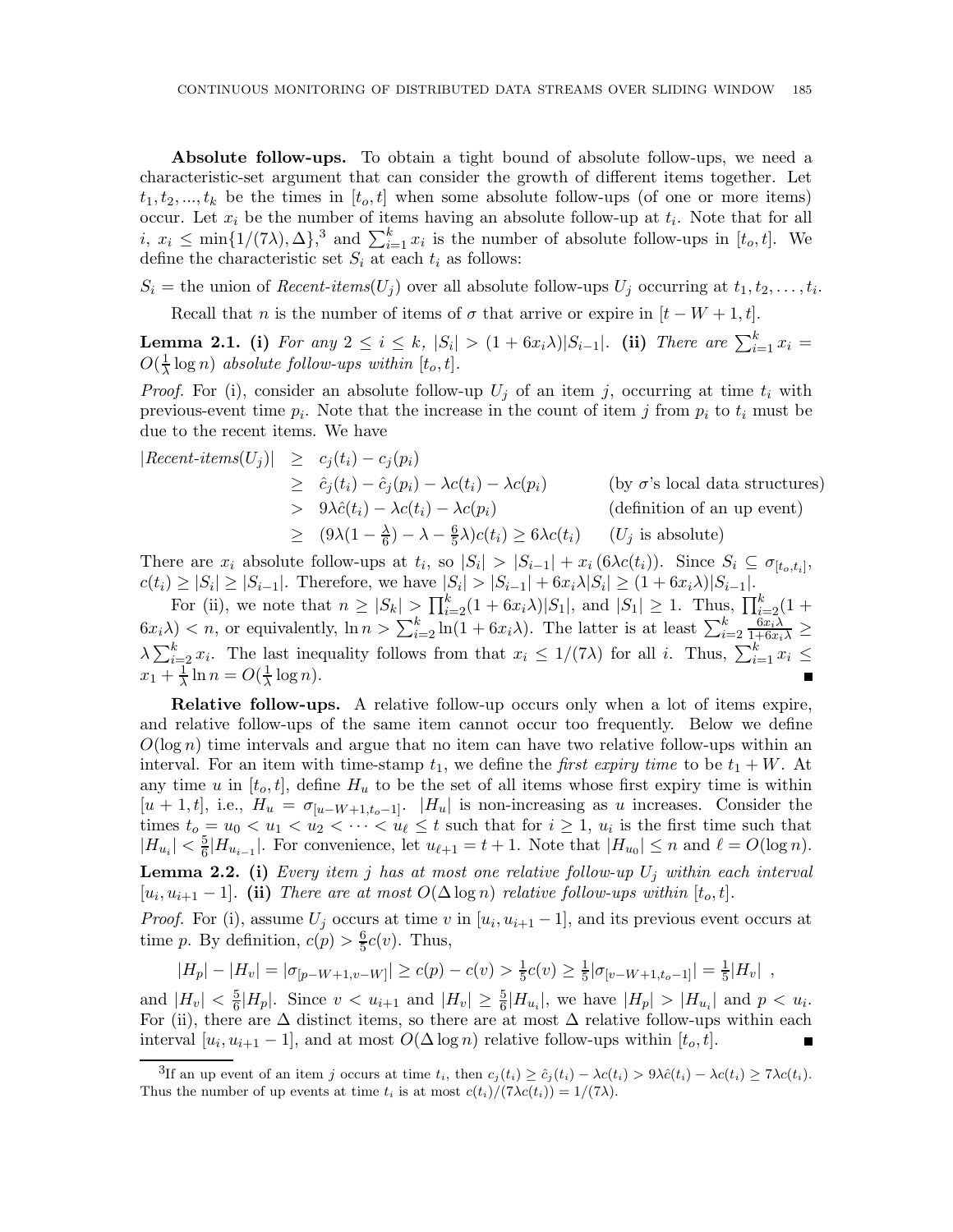**Absolute follow-ups.** To obtain a tight bound of absolute follow-ups, we need a characteristic-set argument that can consider the growth of different items together. Let $t_1, t_2, ..., t_k$ be the times in $[t_o, t]$ when some absolute follow-ups (of one or more items) occur. Let $x_i$ be the number of items having an absolute follow-up at $t_i$. Note that for all $i$, $x_i \leq \min\{1/(7\lambda), \Delta\}$,[3] and $\sum_{i=1}^{k} x_i$ is the number of absolute follow-ups in $[t_o, t]$. We define the characteristic set $S_i$ at each $t_i$ as follows:

$S_i$ = the union of *Recent-items*$(U_j)$ over all absolute follow-ups $U_j$ occurring at $t_1, t_2, \ldots, t_i$.

Recall that $n$ is the number of items of $\sigma$ that arrive or expire in $[t - W + 1, t]$.

**Lemma 2.1.** **(i)** *For any $2 \leq i \leq k$, $|S_i| > (1 + 6x_i\lambda)|S_{i-1}|$.* **(ii)** *There are $\sum_{i=1}^{k} x_i = O(\frac{1}{\lambda} \log n)$ absolute follow-ups within $[t_o, t]$.*

*Proof.* For (i), consider an absolute follow-up $U_j$ of an item $j$, occurring at time $t_i$ with previous-event time $p_i$. Note that the increase in the count of item $j$ from $p_i$ to $t_i$ must be due to the recent items. We have

$$
\begin{aligned}
|\textit{Recent-items}(U_j)| &\geq c_j(t_i) - c_j(p_i) \\
&\geq \hat{c}_j(t_i) - \hat{c}_j(p_i) - \lambda c(t_i) - \lambda c(p_i) && \text{(by } \sigma\text{'s local data structures)} \\
&> 9\lambda \hat{c}(t_i) - \lambda c(t_i) - \lambda c(p_i) && \text{(definition of an up event)} \\
&\geq (9\lambda(1 - \tfrac{\lambda}{6}) - \lambda - \tfrac{6}{5}\lambda) c(t_i) \geq 6\lambda c(t_i) && (U_j \text{ is absolute})
\end{aligned}
$$

There are $x_i$ absolute follow-ups at $t_i$, so $|S_i| > |S_{i-1}| + x_i\,(6\lambda c(t_i))$. Since $S_i \subseteq \sigma_{[t_o, t_i]}$, $c(t_i) \geq |S_i| \geq |S_{i-1}|$. Therefore, we have $|S_i| > |S_{i-1}| + 6x_i\lambda|S_i| \geq (1 + 6x_i\lambda)|S_{i-1}|$.

For (ii), we note that $n \geq |S_k| > \prod_{i=2}^{k}(1 + 6x_i\lambda)|S_1|$, and $|S_1| \geq 1$. Thus, $\prod_{i=2}^{k}(1 + 6x_i\lambda) < n$, or equivalently, $\ln n > \sum_{i=2}^{k} \ln(1 + 6x_i\lambda)$. The latter is at least $\sum_{i=2}^{k} \frac{6x_i\lambda}{1+6x_i\lambda} \geq \lambda \sum_{i=2}^{k} x_i$. The last inequality follows from that $x_i \leq 1/(7\lambda)$ for all $i$. Thus, $\sum_{i=1}^{k} x_i \leq x_1 + \frac{1}{\lambda} \ln n = O(\frac{1}{\lambda} \log n)$. ∎

**Relative follow-ups.** A relative follow-up occurs only when a lot of items expire, and relative follow-ups of the same item cannot occur too frequently. Below we define $O(\log n)$ time intervals and argue that no item can have two relative follow-ups within an interval. For an item with time-stamp $t_1$, we define the *first expiry time* to be $t_1 + W$. At any time $u$ in $[t_o, t]$, define $H_u$ to be the set of all items whose first expiry time is within $[u + 1, t]$, i.e., $H_u = \sigma_{[u - W + 1, t_o - 1]}$. $|H_u|$ is non-increasing as $u$ increases. Consider the times $t_o = u_0 < u_1 < u_2 < \cdots < u_\ell \leq t$ such that for $i \geq 1$, $u_i$ is the first time such that $|H_{u_i}| < \frac{5}{6}|H_{u_{i-1}}|$. For convenience, let $u_{\ell+1} = t + 1$. Note that $|H_{u_0}| \leq n$ and $\ell = O(\log n)$.

**Lemma 2.2.** **(i)** *Every item $j$ has at most one relative follow-up $U_j$ within each interval $[u_i, u_{i+1} - 1]$.* **(ii)** *There are at most $O(\Delta \log n)$ relative follow-ups within $[t_o, t]$.*

*Proof.* For (i), assume $U_j$ occurs at time $v$ in $[u_i, u_{i+1} - 1]$, and its previous event occurs at time $p$. By definition, $c(p) > \frac{6}{5}c(v)$. Thus,

$$
|H_p| - |H_v| = |\sigma_{[p-W+1, v-W]}| \geq c(p) - c(v) > \tfrac{1}{5}c(v) \geq \tfrac{1}{5}|\sigma_{[v-W+1, t_o-1]}| = \tfrac{1}{5}|H_v| \ ,
$$

and $|H_v| < \frac{5}{6}|H_p|$. Since $v < u_{i+1}$ and $|H_v| \geq \frac{5}{6}|H_{u_i}|$, we have $|H_p| > |H_{u_i}|$ and $p < u_i$. For (ii), there are $\Delta$ distinct items, so there are at most $\Delta$ relative follow-ups within each interval $[u_i, u_{i+1} - 1]$, and at most $O(\Delta \log n)$ relative follow-ups within $[t_o, t]$. ∎

[3] If an up event of an item $j$ occurs at time $t_i$, then $c_j(t_i) \geq \hat{c}_j(t_i) - \lambda c(t_i) > 9\lambda\hat{c}(t_i) - \lambda c(t_i) \geq 7\lambda c(t_i)$. Thus the number of up events at time $t_i$ is at most $c(t_i)/(7\lambda c(t_i)) = 1/(7\lambda)$.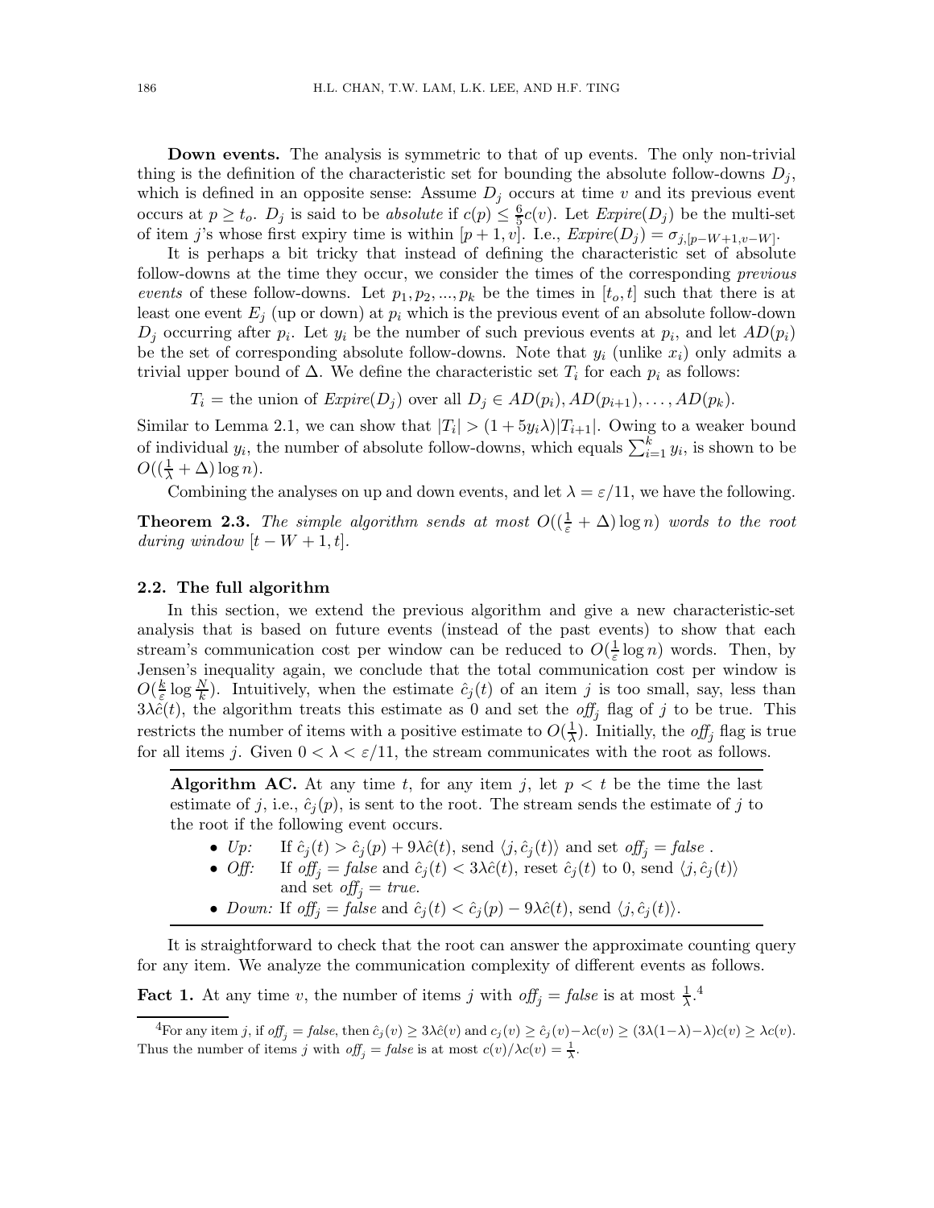**Down events.** The analysis is symmetric to that of up events. The only non-trivial thing is the definition of the characteristic set for bounding the absolute follow-downs $D_j$, which is defined in an opposite sense: Assume $D_j$ occurs at time $v$ and its previous event occurs at $p \geq t_o$. $D_j$ is said to be *absolute* if $c(p) \leq \frac{6}{5}c(v)$. Let $Expire(D_j)$ be the multi-set of item $j$'s whose first expiry time is within $[p+1, v]$. I.e., $Expire(D_j) = \sigma_{j,[p-W+1,v-W]}$.

It is perhaps a bit tricky that instead of defining the characteristic set of absolute follow-downs at the time they occur, we consider the times of the corresponding *previous events* of these follow-downs. Let $p_1, p_2, ..., p_k$ be the times in $[t_o, t]$ such that there is at least one event $E_j$ (up or down) at $p_i$ which is the previous event of an absolute follow-down $D_j$ occurring after $p_i$. Let $y_i$ be the number of such previous events at $p_i$, and let $AD(p_i)$ be the set of corresponding absolute follow-downs. Note that $y_i$ (unlike $x_i$) only admits a trivial upper bound of $\Delta$. We define the characteristic set $T_i$ for each $p_i$ as follows:

$$T_i = \text{the union of } Expire(D_j) \text{ over all } D_j \in AD(p_i), AD(p_{i+1}), \ldots, AD(p_k).$$

Similar to Lemma 2.1, we can show that $|T_i| > (1 + 5y_i\lambda)|T_{i+1}|$. Owing to a weaker bound of individual $y_i$, the number of absolute follow-downs, which equals $\sum_{i=1}^{k} y_i$, is shown to be $O((\frac{1}{\lambda} + \Delta)\log n)$.

Combining the analyses on up and down events, and let $\lambda = \varepsilon/11$, we have the following.

**Theorem 2.3.** *The simple algorithm sends at most $O((\frac{1}{\varepsilon} + \Delta)\log n)$ words to the root during window $[t - W + 1, t]$.*

### 2.2. The full algorithm

In this section, we extend the previous algorithm and give a new characteristic-set analysis that is based on future events (instead of the past events) to show that each stream's communication cost per window can be reduced to $O(\frac{1}{\varepsilon}\log n)$ words. Then, by Jensen's inequality again, we conclude that the total communication cost per window is $O(\frac{k}{\varepsilon}\log\frac{N}{k})$. Intuitively, when the estimate $\hat{c}_j(t)$ of an item $j$ is too small, say, less than $3\lambda\hat{c}(t)$, the algorithm treats this estimate as 0 and set the *off$_j$* flag of $j$ to be true. This restricts the number of items with a positive estimate to $O(\frac{1}{\lambda})$. Initially, the *off$_j$* flag is true for all items $j$. Given $0 < \lambda < \varepsilon/11$, the stream communicates with the root as follows.

**Algorithm AC.** At any time $t$, for any item $j$, let $p < t$ be the time the last estimate of $j$, i.e., $\hat{c}_j(p)$, is sent to the root. The stream sends the estimate of $j$ to the root if the following event occurs.

- *Up:* If $\hat{c}_j(t) > \hat{c}_j(p) + 9\lambda\hat{c}(t)$, send $\langle j, \hat{c}_j(t)\rangle$ and set *off$_j$* = *false* .
- *Off:* If *off$_j$* = *false* and $\hat{c}_j(t) < 3\lambda\hat{c}(t)$, reset $\hat{c}_j(t)$ to 0, send $\langle j, \hat{c}_j(t)\rangle$ and set *off$_j$* = *true*.
- *Down:* If *off$_j$* = *false* and $\hat{c}_j(t) < \hat{c}_j(p) - 9\lambda\hat{c}(t)$, send $\langle j, \hat{c}_j(t)\rangle$.

It is straightforward to check that the root can answer the approximate counting query for any item. We analyze the communication complexity of different events as follows.

**Fact 1.** At any time $v$, the number of items $j$ with *off$_j$* = *false* is at most $\frac{1}{\lambda}$.[4]

[4] For any item $j$, if *off$_j$* = *false*, then $\hat{c}_j(v) \geq 3\lambda\hat{c}(v)$ and $c_j(v) \geq \hat{c}_j(v) - \lambda c(v) \geq (3\lambda(1-\lambda) - \lambda)c(v) \geq \lambda c(v)$. Thus the number of items $j$ with *off$_j$* = *false* is at most $c(v)/\lambda c(v) = \frac{1}{\lambda}$.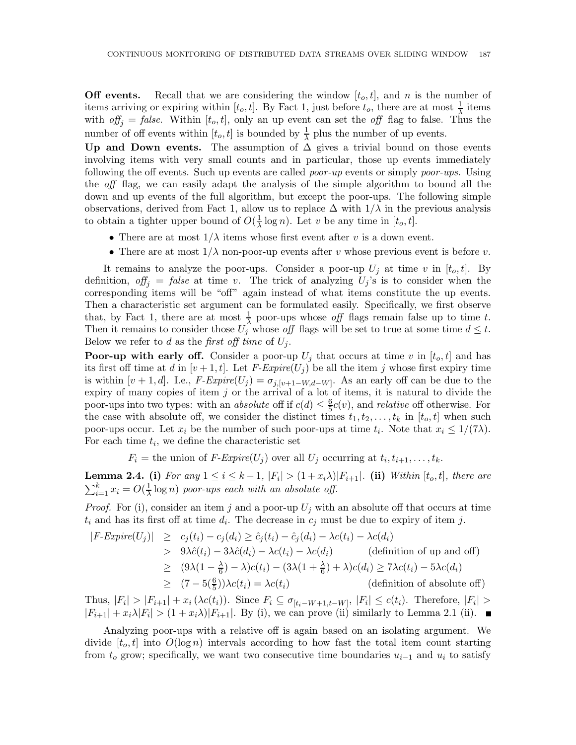**Off events.** Recall that we are considering the window $[t_o, t]$, and $n$ is the number of items arriving or expiring within $[t_o, t]$. By Fact 1, just before $t_o$, there are at most $\frac{1}{\lambda}$ items with $\mathit{off}_j = \mathit{false}$. Within $[t_o, t]$, only an up event can set the *off* flag to false. Thus the number of off events within $[t_o, t]$ is bounded by $\frac{1}{\lambda}$ plus the number of up events.

**Up and Down events.** The assumption of $\Delta$ gives a trivial bound on those events involving items with very small counts and in particular, those up events immediately following the off events. Such up events are called *poor-up* events or simply *poor-ups*. Using the *off* flag, we can easily adapt the analysis of the simple algorithm to bound all the down and up events of the full algorithm, but except the poor-ups. The following simple observations, derived from Fact 1, allow us to replace $\Delta$ with $1/\lambda$ in the previous analysis to obtain a tighter upper bound of $O(\frac{1}{\lambda} \log n)$. Let $v$ be any time in $[t_o, t]$.

- There are at most $1/\lambda$ items whose first event after $v$ is a down event.
- There are at most $1/\lambda$ non-poor-up events after $v$ whose previous event is before $v$.

It remains to analyze the poor-ups. Consider a poor-up $U_j$ at time $v$ in $[t_o, t]$. By definition, $\mathit{off}_j = \mathit{false}$ at time $v$. The trick of analyzing $U_j$'s is to consider when the corresponding items will be "off" again instead of what items constitute the up events. Then a characteristic set argument can be formulated easily. Specifically, we first observe that, by Fact 1, there are at most $\frac{1}{\lambda}$ poor-ups whose *off* flags remain false up to time $t$. Then it remains to consider those $U_j$ whose *off* flags will be set to true at some time $d \le t$. Below we refer to $d$ as the *first off time* of $U_j$.

**Poor-up with early off.** Consider a poor-up $U_j$ that occurs at time $v$ in $[t_o, t]$ and has its first off time at $d$ in $[v+1, t]$. Let $\textit{F-Expire}(U_j)$ be all the item $j$ whose first expiry time is within $[v+1, d]$. I.e., $\textit{F-Expire}(U_j) = \sigma_{j,[v+1-W, d-W]}$. As an early off can be due to the expiry of many copies of item $j$ or the arrival of a lot of items, it is natural to divide the poor-ups into two types: with an *absolute* off if $c(d) \le \frac{6}{5}c(v)$, and *relative* off otherwise. For the case with absolute off, we consider the distinct times $t_1, t_2, \ldots, t_k$ in $[t_o, t]$ when such poor-ups occur. Let $x_i$ be the number of such poor-ups at time $t_i$. Note that $x_i \le 1/(7\lambda)$. For each time $t_i$, we define the characteristic set

$$F_i = \text{the union of } \textit{F-Expire}(U_j) \text{ over all } U_j \text{ occurring at } t_i, t_{i+1}, \ldots, t_k.$$

**Lemma 2.4. (i)** *For any $1 \le i \le k-1$, $|F_i| > (1 + x_i\lambda)|F_{i+1}|$.* **(ii)** *Within $[t_o, t]$, there are $\sum_{i=1}^{k} x_i = O(\frac{1}{\lambda}\log n)$ poor-ups each with an absolute off.*

*Proof.* For (i), consider an item $j$ and a poor-up $U_j$ with an absolute off that occurs at time $t_i$ and has its first off at time $d_i$. The decrease in $c_j$ must be due to expiry of item $j$.

$$\begin{aligned}
|\textit{F-Expire}(U_j)| &\ge c_j(t_i) - c_j(d_i) \ge \hat{c}_j(t_i) - \hat{c}_j(d_i) - \lambda c(t_i) - \lambda c(d_i) \\
&> 9\lambda\hat{c}(t_i) - 3\lambda\hat{c}(d_i) - \lambda c(t_i) - \lambda c(d_i) \qquad \text{(definition of up and off)} \\
&\ge (9\lambda(1 - \tfrac{\lambda}{6}) - \lambda)c(t_i) - (3\lambda(1 + \tfrac{\lambda}{6}) + \lambda)c(d_i) \ge 7\lambda c(t_i) - 5\lambda c(d_i) \\
&\ge (7 - 5(\tfrac{6}{5}))\lambda c(t_i) = \lambda c(t_i) \qquad \text{(definition of absolute off)}
\end{aligned}$$

Thus, $|F_i| > |F_{i+1}| + x_i(\lambda c(t_i))$. Since $F_i \subseteq \sigma_{[t_i - W+1, t-W]}$, $|F_i| \le c(t_i)$. Therefore, $|F_i| > |F_{i+1}| + x_i\lambda|F_i| > (1 + x_i\lambda)|F_{i+1}|$. By (i), we can prove (ii) similarly to Lemma 2.1 (ii). ∎

Analyzing poor-ups with a relative off is again based on an isolating argument. We divide $[t_o, t]$ into $O(\log n)$ intervals according to how fast the total item count starting from $t_o$ grow; specifically, we want two consecutive time boundaries $u_{i-1}$ and $u_i$ to satisfy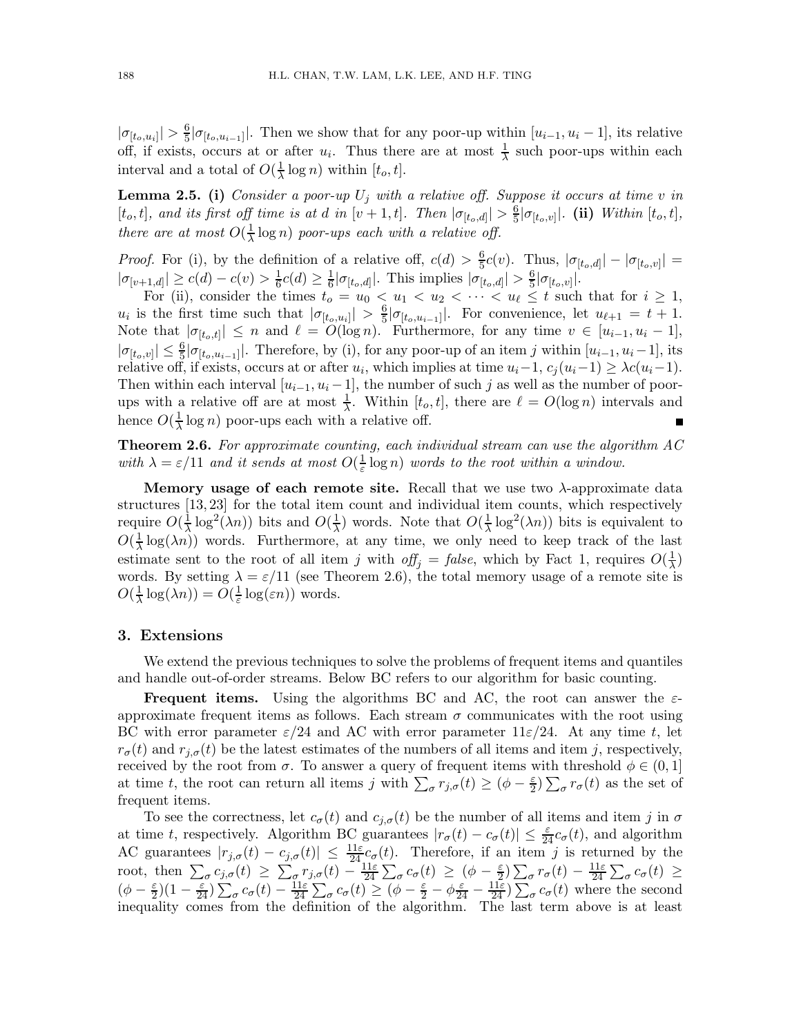$|\sigma_{[t_o,u_i]}| > \frac{6}{5}|\sigma_{[t_o,u_{i-1}]}|$. Then we show that for any poor-up within $[u_{i-1}, u_i - 1]$, its relative off, if exists, occurs at or after $u_i$. Thus there are at most $\frac{1}{\lambda}$ such poor-ups within each interval and a total of $O(\frac{1}{\lambda}\log n)$ within $[t_o, t]$.

**Lemma 2.5.** **(i)** *Consider a poor-up $U_j$ with a relative off. Suppose it occurs at time $v$ in $[t_o, t]$, and its first off time is at $d$ in $[v+1, t]$. Then $|\sigma_{[t_o,d]}| > \frac{6}{5}|\sigma_{[t_o,v]}|$.* **(ii)** *Within $[t_o, t]$, there are at most $O(\frac{1}{\lambda}\log n)$ poor-ups each with a relative off.*

*Proof.* For (i), by the definition of a relative off, $c(d) > \frac{6}{5}c(v)$. Thus, $|\sigma_{[t_o,d]}| - |\sigma_{[t_o,v]}| = |\sigma_{[v+1,d]}| \geq c(d) - c(v) > \frac{1}{6}c(d) \geq \frac{1}{6}|\sigma_{[t_o,d]}|$. This implies $|\sigma_{[t_o,d]}| > \frac{6}{5}|\sigma_{[t_o,v]}|$.

For (ii), consider the times $t_o = u_0 < u_1 < u_2 < \cdots < u_\ell \leq t$ such that for $i \geq 1$, $u_i$ is the first time such that $|\sigma_{[t_o,u_i]}| > \frac{6}{5}|\sigma_{[t_o,u_{i-1}]}|$. For convenience, let $u_{\ell+1} = t+1$. Note that $|\sigma_{[t_o,t]}| \leq n$ and $\ell = O(\log n)$. Furthermore, for any time $v \in [u_{i-1}, u_i - 1]$, $|\sigma_{[t_o,v]}| \leq \frac{6}{5}|\sigma_{[t_o,u_{i-1}]}|$. Therefore, by (i), for any poor-up of an item $j$ within $[u_{i-1}, u_i - 1]$, its relative off, if exists, occurs at or after $u_i$, which implies at time $u_i - 1$, $c_j(u_i - 1) \geq \lambda c(u_i - 1)$. Then within each interval $[u_{i-1}, u_i - 1]$, the number of such $j$ as well as the number of poor-ups with a relative off are at most $\frac{1}{\lambda}$. Within $[t_o, t]$, there are $\ell = O(\log n)$ intervals and hence $O(\frac{1}{\lambda}\log n)$ poor-ups each with a relative off. ∎

**Theorem 2.6.** *For approximate counting, each individual stream can use the algorithm AC with $\lambda = \varepsilon/11$ and it sends at most $O(\frac{1}{\varepsilon}\log n)$ words to the root within a window.*

**Memory usage of each remote site.** Recall that we use two $\lambda$-approximate data structures [13, 23] for the total item count and individual item counts, which respectively require $O(\frac{1}{\lambda}\log^2(\lambda n))$ bits and $O(\frac{1}{\lambda})$ words. Note that $O(\frac{1}{\lambda}\log^2(\lambda n))$ bits is equivalent to $O(\frac{1}{\lambda}\log(\lambda n))$ words. Furthermore, at any time, we only need to keep track of the last estimate sent to the root of all item $j$ with *off$_j$ = false*, which by Fact 1, requires $O(\frac{1}{\lambda})$ words. By setting $\lambda = \varepsilon/11$ (see Theorem 2.6), the total memory usage of a remote site is $O(\frac{1}{\lambda}\log(\lambda n)) = O(\frac{1}{\varepsilon}\log(\varepsilon n))$ words.

## 3. Extensions

We extend the previous techniques to solve the problems of frequent items and quantiles and handle out-of-order streams. Below BC refers to our algorithm for basic counting.

**Frequent items.** Using the algorithms BC and AC, the root can answer the $\varepsilon$-approximate frequent items as follows. Each stream $\sigma$ communicates with the root using BC with error parameter $\varepsilon/24$ and AC with error parameter $11\varepsilon/24$. At any time $t$, let $r_\sigma(t)$ and $r_{j,\sigma}(t)$ be the latest estimates of the numbers of all items and item $j$, respectively, received by the root from $\sigma$. To answer a query of frequent items with threshold $\phi \in (0, 1]$ at time $t$, the root can return all items $j$ with $\sum_\sigma r_{j,\sigma}(t) \geq (\phi - \frac{\varepsilon}{2})\sum_\sigma r_\sigma(t)$ as the set of frequent items.

To see the correctness, let $c_\sigma(t)$ and $c_{j,\sigma}(t)$ be the number of all items and item $j$ in $\sigma$ at time $t$, respectively. Algorithm BC guarantees $|r_\sigma(t) - c_\sigma(t)| \leq \frac{\varepsilon}{24}c_\sigma(t)$, and algorithm AC guarantees $|r_{j,\sigma}(t) - c_{j,\sigma}(t)| \leq \frac{11\varepsilon}{24}c_\sigma(t)$. Therefore, if an item $j$ is returned by the root, then $\sum_\sigma c_{j,\sigma}(t) \geq \sum_\sigma r_{j,\sigma}(t) - \frac{11\varepsilon}{24}\sum_\sigma c_\sigma(t) \geq (\phi - \frac{\varepsilon}{2})\sum_\sigma r_\sigma(t) - \frac{11\varepsilon}{24}\sum_\sigma c_\sigma(t) \geq (\phi - \frac{\varepsilon}{2})(1 - \frac{\varepsilon}{24})\sum_\sigma c_\sigma(t) - \frac{11\varepsilon}{24}\sum_\sigma c_\sigma(t) \geq (\phi - \frac{\varepsilon}{2} - \phi\frac{\varepsilon}{24} - \frac{11\varepsilon}{24})\sum_\sigma c_\sigma(t)$ where the second inequality comes from the definition of the algorithm. The last term above is at least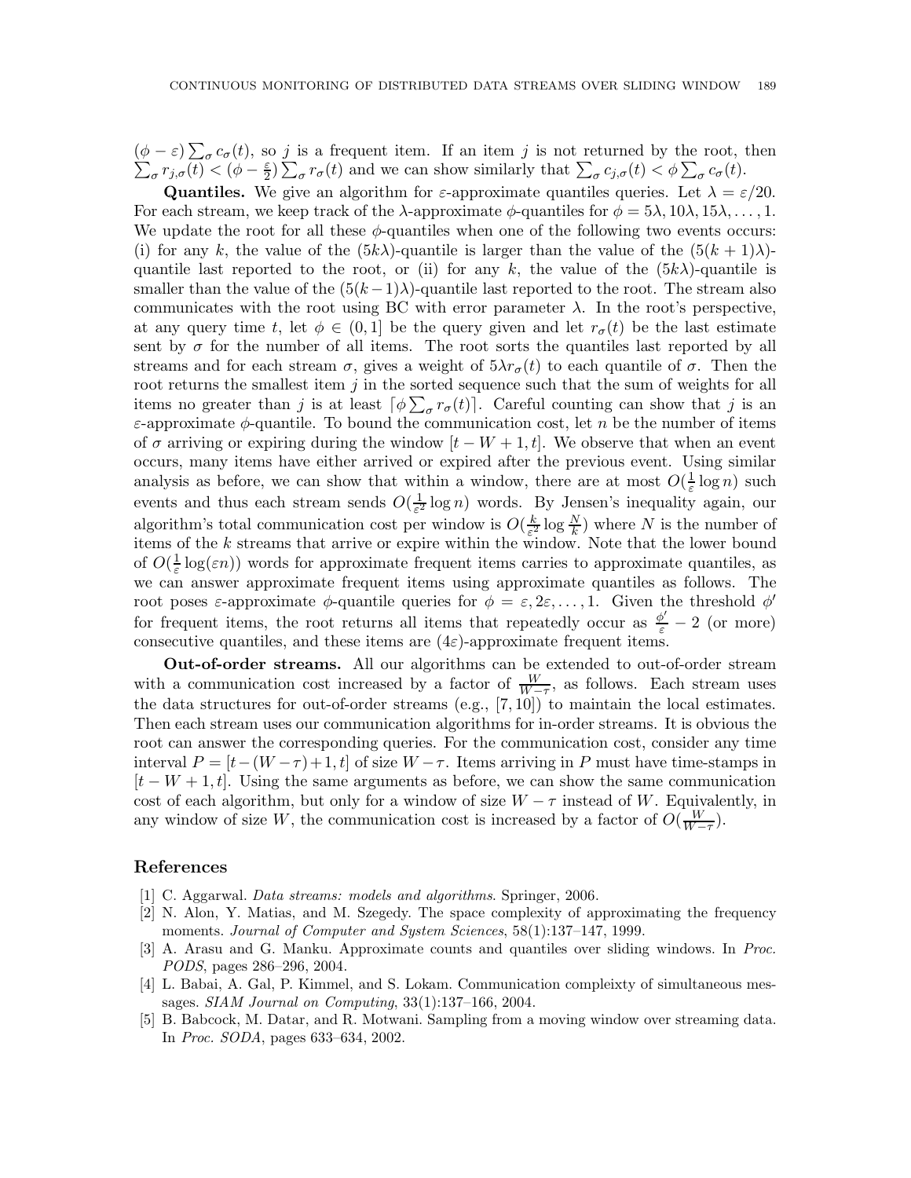$(\phi - \varepsilon) \sum_\sigma c_\sigma(t)$, so $j$ is a frequent item. If an item $j$ is not returned by the root, then $\sum_\sigma r_{j,\sigma}(t) < (\phi - \frac{\varepsilon}{2}) \sum_\sigma r_\sigma(t)$ and we can show similarly that $\sum_\sigma c_{j,\sigma}(t) < \phi \sum_\sigma c_\sigma(t)$.

**Quantiles.** We give an algorithm for $\varepsilon$-approximate quantiles queries. Let $\lambda = \varepsilon/20$. For each stream, we keep track of the $\lambda$-approximate $\phi$-quantiles for $\phi = 5\lambda, 10\lambda, 15\lambda, \ldots, 1$. We update the root for all these $\phi$-quantiles when one of the following two events occurs: (i) for any $k$, the value of the $(5k\lambda)$-quantile is larger than the value of the $(5(k+1)\lambda)$-quantile last reported to the root, or (ii) for any $k$, the value of the $(5k\lambda)$-quantile is smaller than the value of the $(5(k-1)\lambda)$-quantile last reported to the root. The stream also communicates with the root using BC with error parameter $\lambda$. In the root's perspective, at any query time $t$, let $\phi \in (0, 1]$ be the query given and let $r_\sigma(t)$ be the last estimate sent by $\sigma$ for the number of all items. The root sorts the quantiles last reported by all streams and for each stream $\sigma$, gives a weight of $5\lambda r_\sigma(t)$ to each quantile of $\sigma$. Then the root returns the smallest item $j$ in the sorted sequence such that the sum of weights for all items no greater than $j$ is at least $\lceil \phi \sum_\sigma r_\sigma(t) \rceil$. Careful counting can show that $j$ is an $\varepsilon$-approximate $\phi$-quantile. To bound the communication cost, let $n$ be the number of items of $\sigma$ arriving or expiring during the window $[t - W + 1, t]$. We observe that when an event occurs, many items have either arrived or expired after the previous event. Using similar analysis as before, we can show that within a window, there are at most $O(\frac{1}{\varepsilon} \log n)$ such events and thus each stream sends $O(\frac{1}{\varepsilon^2} \log n)$ words. By Jensen's inequality again, our algorithm's total communication cost per window is $O(\frac{k}{\varepsilon^2} \log \frac{N}{k})$ where $N$ is the number of items of the $k$ streams that arrive or expire within the window. Note that the lower bound of $O(\frac{1}{\varepsilon} \log(\varepsilon n))$ words for approximate frequent items carries to approximate quantiles, as we can answer approximate frequent items using approximate quantiles as follows. The root poses $\varepsilon$-approximate $\phi$-quantile queries for $\phi = \varepsilon, 2\varepsilon, \ldots, 1$. Given the threshold $\phi'$ for frequent items, the root returns all items that repeatedly occur as $\frac{\phi'}{\varepsilon} - 2$ (or more) consecutive quantiles, and these items are $(4\varepsilon)$-approximate frequent items.

**Out-of-order streams.** All our algorithms can be extended to out-of-order stream with a communication cost increased by a factor of $\frac{W}{W-\tau}$, as follows. Each stream uses the data structures for out-of-order streams (e.g., [7, 10]) to maintain the local estimates. Then each stream uses our communication algorithms for in-order streams. It is obvious the root can answer the corresponding queries. For the communication cost, consider any time interval $P = [t-(W-\tau)+1, t]$ of size $W - \tau$. Items arriving in $P$ must have time-stamps in $[t - W + 1, t]$. Using the same arguments as before, we can show the same communication cost of each algorithm, but only for a window of size $W - \tau$ instead of $W$. Equivalently, in any window of size $W$, the communication cost is increased by a factor of $O(\frac{W}{W-\tau})$.

## References

[1] C. Aggarwal. *Data streams: models and algorithms*. Springer, 2006.

[2] N. Alon, Y. Matias, and M. Szegedy. The space complexity of approximating the frequency moments. *Journal of Computer and System Sciences*, 58(1):137–147, 1999.

[3] A. Arasu and G. Manku. Approximate counts and quantiles over sliding windows. In *Proc. PODS*, pages 286–296, 2004.

[4] L. Babai, A. Gal, P. Kimmel, and S. Lokam. Communication compleixty of simultaneous messages. *SIAM Journal on Computing*, 33(1):137–166, 2004.

[5] B. Babcock, M. Datar, and R. Motwani. Sampling from a moving window over streaming data. In *Proc. SODA*, pages 633–634, 2002.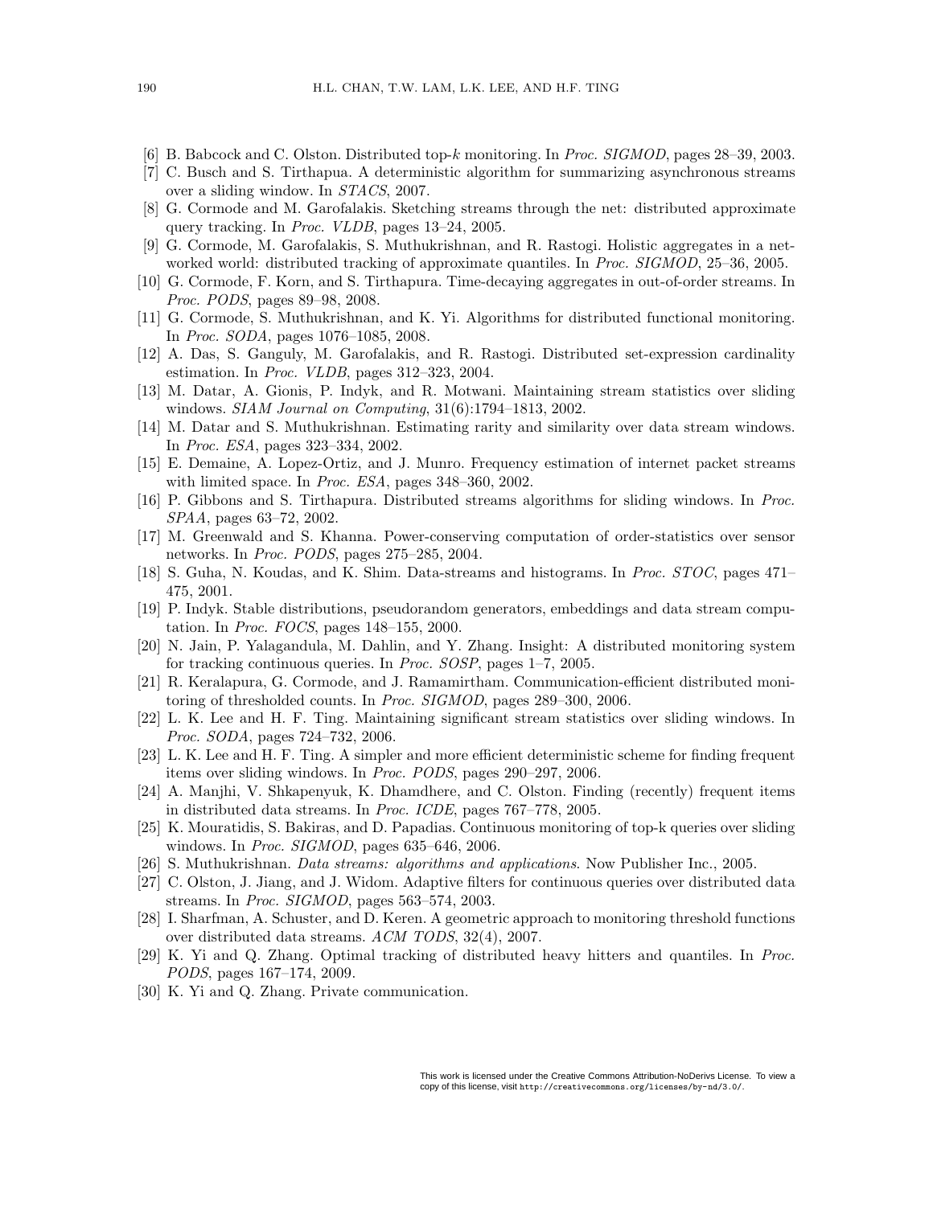[6] B. Babcock and C. Olston. Distributed top-$k$ monitoring. In *Proc. SIGMOD*, pages 28–39, 2003.

[7] C. Busch and S. Tirthapua. A deterministic algorithm for summarizing asynchronous streams over a sliding window. In *STACS*, 2007.

[8] G. Cormode and M. Garofalakis. Sketching streams through the net: distributed approximate query tracking. In *Proc. VLDB*, pages 13–24, 2005.

[9] G. Cormode, M. Garofalakis, S. Muthukrishnan, and R. Rastogi. Holistic aggregates in a networked world: distributed tracking of approximate quantiles. In *Proc. SIGMOD*, 25–36, 2005.

[10] G. Cormode, F. Korn, and S. Tirthapura. Time-decaying aggregates in out-of-order streams. In *Proc. PODS*, pages 89–98, 2008.

[11] G. Cormode, S. Muthukrishnan, and K. Yi. Algorithms for distributed functional monitoring. In *Proc. SODA*, pages 1076–1085, 2008.

[12] A. Das, S. Ganguly, M. Garofalakis, and R. Rastogi. Distributed set-expression cardinality estimation. In *Proc. VLDB*, pages 312–323, 2004.

[13] M. Datar, A. Gionis, P. Indyk, and R. Motwani. Maintaining stream statistics over sliding windows. *SIAM Journal on Computing*, 31(6):1794–1813, 2002.

[14] M. Datar and S. Muthukrishnan. Estimating rarity and similarity over data stream windows. In *Proc. ESA*, pages 323–334, 2002.

[15] E. Demaine, A. Lopez-Ortiz, and J. Munro. Frequency estimation of internet packet streams with limited space. In *Proc. ESA*, pages 348–360, 2002.

[16] P. Gibbons and S. Tirthapura. Distributed streams algorithms for sliding windows. In *Proc. SPAA*, pages 63–72, 2002.

[17] M. Greenwald and S. Khanna. Power-conserving computation of order-statistics over sensor networks. In *Proc. PODS*, pages 275–285, 2004.

[18] S. Guha, N. Koudas, and K. Shim. Data-streams and histograms. In *Proc. STOC*, pages 471–475, 2001.

[19] P. Indyk. Stable distributions, pseudorandom generators, embeddings and data stream computation. In *Proc. FOCS*, pages 148–155, 2000.

[20] N. Jain, P. Yalagandula, M. Dahlin, and Y. Zhang. Insight: A distributed monitoring system for tracking continuous queries. In *Proc. SOSP*, pages 1–7, 2005.

[21] R. Keralapura, G. Cormode, and J. Ramamirtham. Communication-efficient distributed monitoring of thresholded counts. In *Proc. SIGMOD*, pages 289–300, 2006.

[22] L. K. Lee and H. F. Ting. Maintaining significant stream statistics over sliding windows. In *Proc. SODA*, pages 724–732, 2006.

[23] L. K. Lee and H. F. Ting. A simpler and more efficient deterministic scheme for finding frequent items over sliding windows. In *Proc. PODS*, pages 290–297, 2006.

[24] A. Manjhi, V. Shkapenyuk, K. Dhamdhere, and C. Olston. Finding (recently) frequent items in distributed data streams. In *Proc. ICDE*, pages 767–778, 2005.

[25] K. Mouratidis, S. Bakiras, and D. Papadias. Continuous monitoring of top-k queries over sliding windows. In *Proc. SIGMOD*, pages 635–646, 2006.

[26] S. Muthukrishnan. *Data streams: algorithms and applications*. Now Publisher Inc., 2005.

[27] C. Olston, J. Jiang, and J. Widom. Adaptive filters for continuous queries over distributed data streams. In *Proc. SIGMOD*, pages 563–574, 2003.

[28] I. Sharfman, A. Schuster, and D. Keren. A geometric approach to monitoring threshold functions over distributed data streams. *ACM TODS*, 32(4), 2007.

[29] K. Yi and Q. Zhang. Optimal tracking of distributed heavy hitters and quantiles. In *Proc. PODS*, pages 167–174, 2009.

[30] K. Yi and Q. Zhang. Private communication.

This work is licensed under the Creative Commons Attribution-NoDerivs License. To view a copy of this license, visit http://creativecommons.org/licenses/by-nd/3.0/.